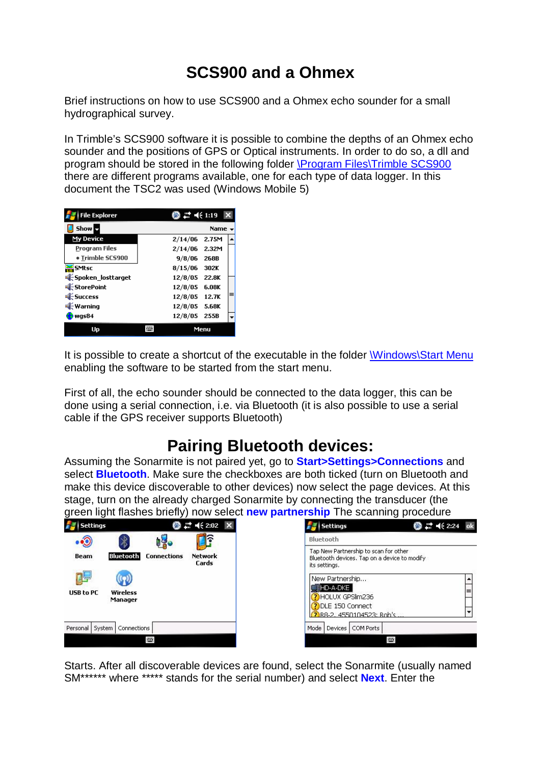# SCS900 and a Ohmex

Brief instructions on how to use SCS900 and a Ohmex echo sounder for a small hydrographical survey.

In Trimble's SCS900 software it is possible to combine the depths of an Ohmex echo sounder and the positions of GPS or Optical instruments. In order to do so, a dll and program should be stored in the following folder \Program Files\Trimble SCS900 there are different programs available, one for each type of data logger. In this document the TSC2 was used (Windows Mobile 5)

It is possible to create a shortcut of the executable in the folder \Windows\Start Menu enabling the software to be started from the start menu.

First of all, the echo sounder should be connected to the data logger, this can be done using a serial connection, i.e. via Bluetooth (it is also possible to use a serial cable if the GPS receiver supports Bluetooth)

## Pairing Bluetooth devices:

Assuming the Sonarmite is not paired yet, go to **Start>Settings>Connections** and select **Bluetooth**. Make sure the checkboxes are both ticked (turn on Bluetooth and make this device discoverable to other devices) now select the page devices. At this stage, turn on the already charged Sonarmite by connecting the transducer (the green light flashes briefly) now select **new partnership** The scanning procedure Starts. After all discoverable devices are found, select the Sonarmite (usually named SM****** where ***** stands for the serial number) and select **Next**. Enter the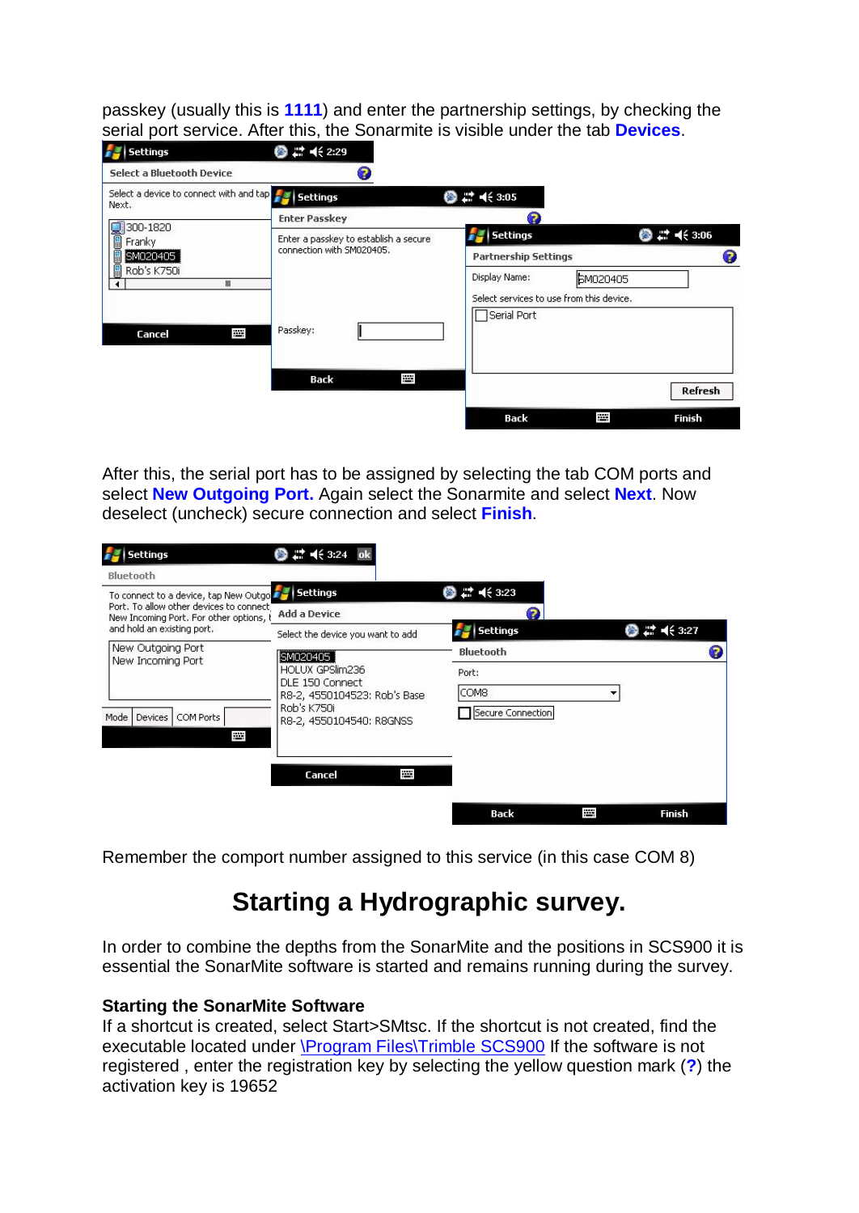passkey (usually this is **1111**) and enter the partnership settings, by checking the serial port service. After this, the Sonarmite is visible under the tab **Devices**.

After this, the serial port has to be assigned by selecting the tab COM ports and select **New Outgoing Port.** Again select the Sonarmite and select **Next**. Now deselect (uncheck) secure connection and select **Finish**.

Remember the comport number assigned to this service (in this case COM 8)

# Starting a Hydrographic survey.

In order to combine the depths from the SonarMite and the positions in SCS900 it is essential the SonarMite software is started and remains running during the survey.

**Starting the SonarMite Software**

If a shortcut is created, select Start>SMtsc. If the shortcut is not created, find the executable located under \Program Files\Trimble SCS900 If the software is not registered , enter the registration key by selecting the yellow question mark (**?**) the activation key is 19652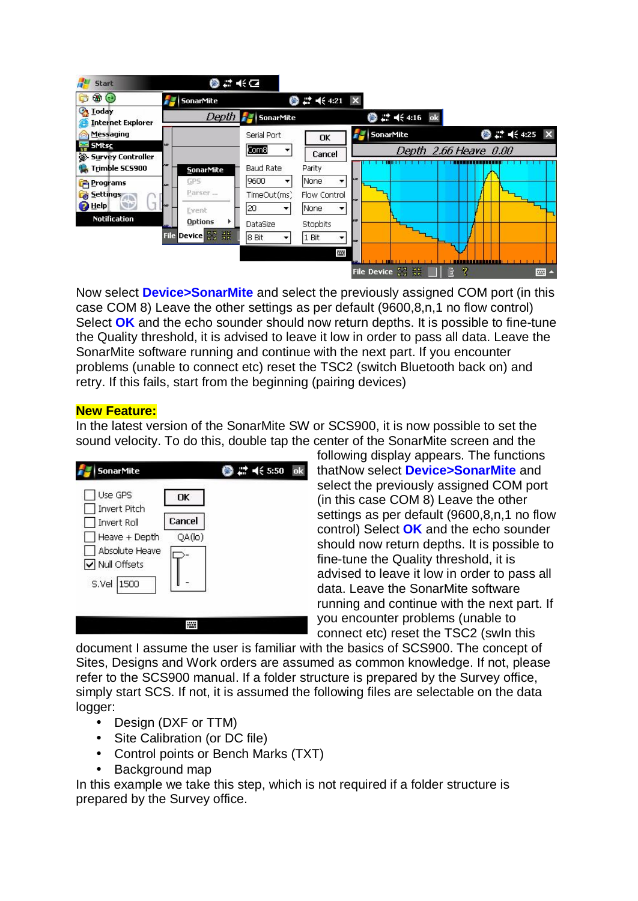Now select **Device>SonarMite** and select the previously assigned COM port (in this case COM 8) Leave the other settings as per default (9600,8,n,1 no flow control) Select **OK** and the echo sounder should now return depths. It is possible to fine-tune the Quality threshold, it is advised to leave it low in order to pass all data. Leave the SonarMite software running and continue with the next part. If you encounter problems (unable to connect etc) reset the TSC2 (switch Bluetooth back on) and retry. If this fails, start from the beginning (pairing devices)

**New Feature:**

In the latest version of the SonarMite SW or SCS900, it is now possible to set the sound velocity. To do this, double tap the center of the SonarMite screen and the following display appears. The functions thatNow select **Device>SonarMite** and select the previously assigned COM port (in this case COM 8) Leave the other settings as per default (9600,8,n,1 no flow control) Select **OK** and the echo sounder should now return depths. It is possible to fine-tune the Quality threshold, it is advised to leave it low in order to pass all data. Leave the SonarMite software running and continue with the next part. If you encounter problems (unable to connect etc) reset the TSC2 (swIn this document I assume the user is familiar with the basics of SCS900. The concept of Sites, Designs and Work orders are assumed as common knowledge. If not, please refer to the SCS900 manual. If a folder structure is prepared by the Survey office, simply start SCS. If not, it is assumed the following files are selectable on the data logger:

- Design (DXF or TTM)
- Site Calibration (or DC file)
- Control points or Bench Marks (TXT)
- Background map

In this example we take this step, which is not required if a folder structure is prepared by the Survey office.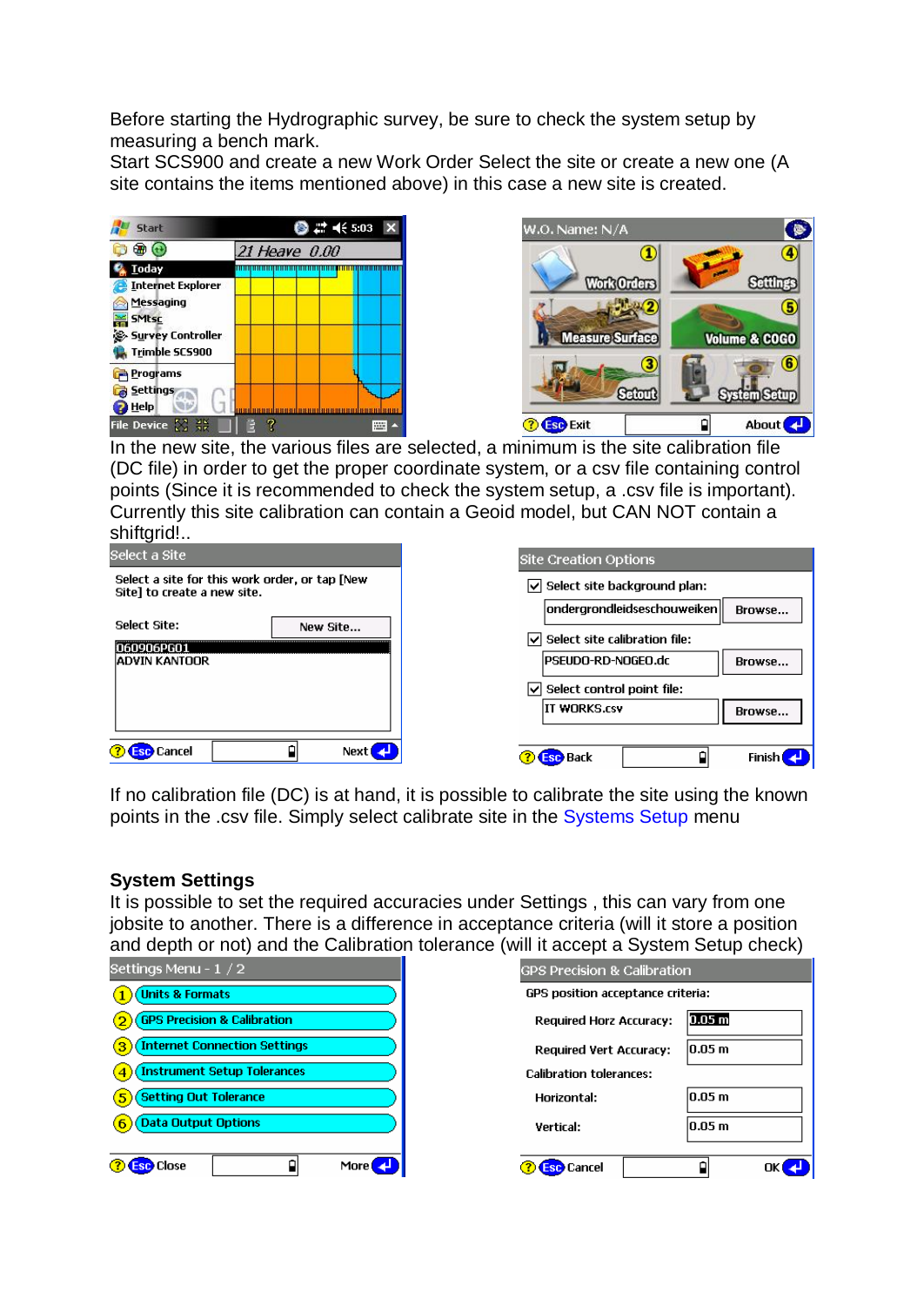Before starting the Hydrographic survey, be sure to check the system setup by measuring a bench mark.
Start SCS900 and create a new Work Order Select the site or create a new one (A site contains the items mentioned above) in this case a new site is created.

In the new site, the various files are selected, a minimum is the site calibration file (DC file) in order to get the proper coordinate system, or a csv file containing control points (Since it is recommended to check the system setup, a .csv file is important). Currently this site calibration can contain a Geoid model, but CAN NOT contain a shiftgrid!..

If no calibration file (DC) is at hand, it is possible to calibrate the site using the known points in the .csv file. Simply select calibrate site in the Systems Setup menu

## System Settings

It is possible to set the required accuracies under Settings , this can vary from one jobsite to another. There is a difference in acceptance criteria (will it store a position and depth or not) and the Calibration tolerance (will it accept a System Setup check)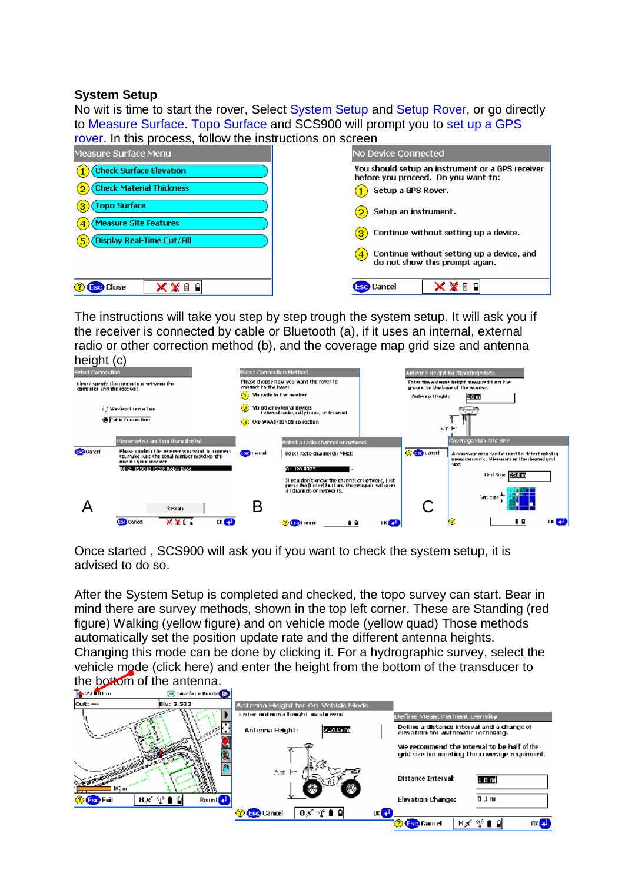## System Setup

No wit is time to start the rover, Select System Setup and Setup Rover, or go directly to Measure Surface. Topo Surface and SCS900 will prompt you to set up a GPS rover. In this process, follow the instructions on screen

Measure Surface Menu

1. Check Surface Elevation
2. Check Material Thickness
3. Topo Surface
4. Measure Site Features
5. Display Real-Time Cut/Fill

Close

No Device Connected

You should setup an instrument or a GPS receiver before you proceed. Do you want to:

1. Setup a GPS Rover.
2. Setup an instrument.
3. Continue without setting up a device.
4. Continue without setting up a device, and do not show this prompt again.

Cancel

The instructions will take you step by step trough the system setup. It will ask you if the receiver is connected by cable or Bluetooth (a), if it uses an internal, external radio or other correction method (b), and the coverage map grid size and antenna height (c)

A B C

Once started , SCS900 will ask you if you want to check the system setup, it is advised to do so.

After the System Setup is completed and checked, the topo survey can start. Bear in mind there are survey methods, shown in the top left corner. These are Standing (red figure) Walking (yellow figure) and on vehicle mode (yellow quad) Those methods automatically set the position update rate and the different antenna heights. Changing this mode can be done by clicking it. For a hydrographic survey, select the vehicle mode (click here) and enter the height from the bottom of the transducer to the bottom of the antenna.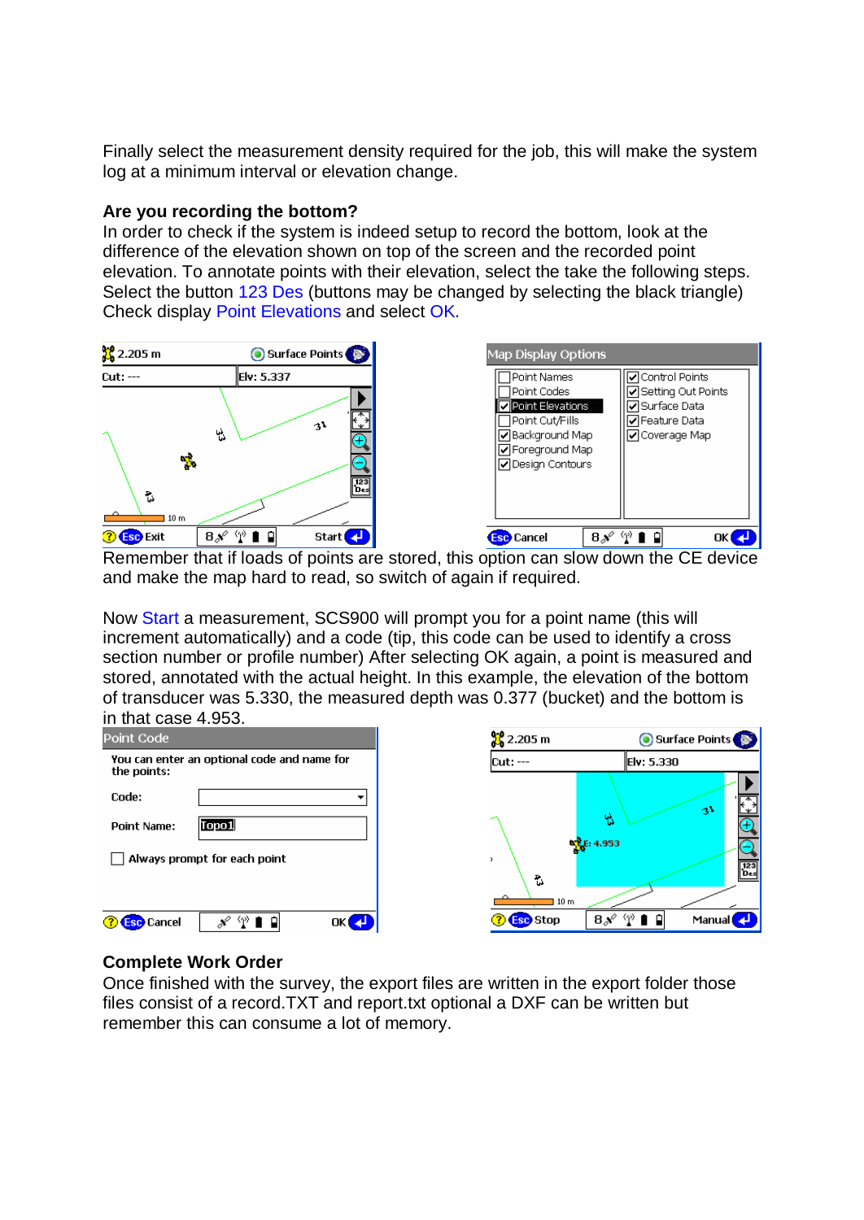Finally select the measurement density required for the job, this will make the system log at a minimum interval or elevation change.

**Are you recording the bottom?**

In order to check if the system is indeed setup to record the bottom, look at the difference of the elevation shown on top of the screen and the recorded point elevation. To annotate points with their elevation, select the take the following steps. Select the button 123 Des (buttons may be changed by selecting the black triangle) Check display Point Elevations and select OK.

Remember that if loads of points are stored, this option can slow down the CE device and make the map hard to read, so switch of again if required.

Now Start a measurement, SCS900 will prompt you for a point name (this will increment automatically) and a code (tip, this code can be used to identify a cross section number or profile number) After selecting OK again, a point is measured and stored, annotated with the actual height. In this example, the elevation of the bottom of transducer was 5.330, the measured depth was 0.377 (bucket) and the bottom is in that case 4.953.

## Complete Work Order

Once finished with the survey, the export files are written in the export folder those files consist of a record.TXT and report.txt optional a DXF can be written but remember this can consume a lot of memory.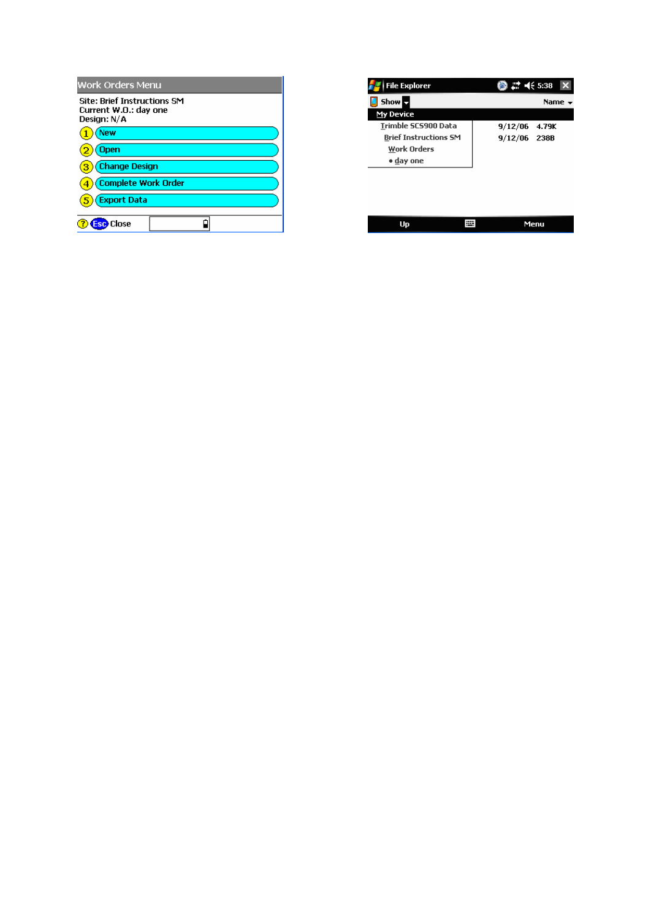Work Orders Menu

Site: Brief Instructions SM
Current W.O.: day one
Design: N/A

1. New
2. Open
3. Change Design
4. Complete Work Order
5. Export Data

? Esc Close

File Explorer 5:38

Show Name

My Device

| | | |
|---|---|---|
| Trimble SCS900 Data | 9/12/06 | 4.79K |
| Brief Instructions SM | 9/12/06 | 238B |
| Work Orders | | |
| • day one | | |

Up Menu